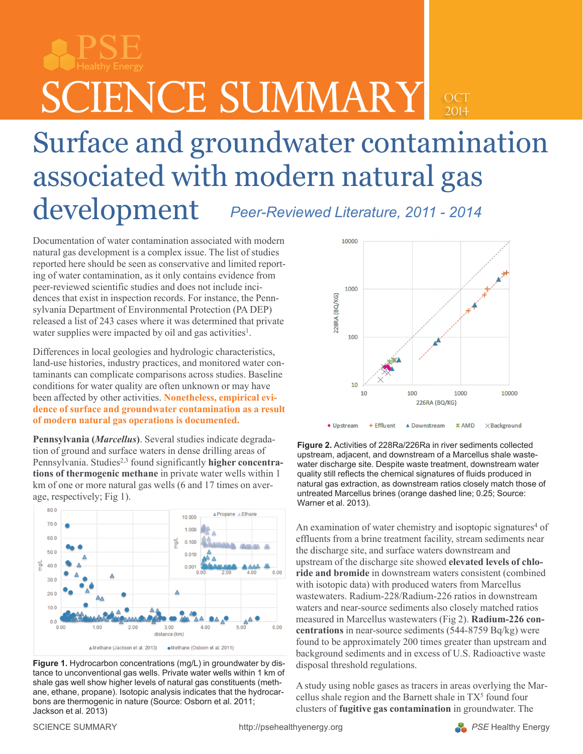# SCIENCE SUMMARY

OCT 2014

# Surface and groundwater contamination associated with modern natural gas development

*Peer-Reviewed Literature, 2011 - 2014*

Documentation of water contamination associated with modern natural gas development is a complex issue. The list of studies reported here should be seen as conservative and limited reporting of water contamination, as it only contains evidence from peer-reviewed scientific studies and does not include incidences that exist in inspection records. For instance, the Pennsylvania Department of Environmental Protection (PA DEP) released a list of 243 cases where it was determined that private water supplies were impacted by oil and gas activities[1].

Differences in local geologies and hydrologic characteristics, land-use histories, industry practices, and monitored water contaminants can complicate comparisons across studies. Baseline conditions for water quality are often unknown or may have been affected by other activities. **Nonetheless, empirical evidence of surface and groundwater contamination as a result of modern natural gas operations is documented.**

**Pennsylvania (*Marcellus*).** Several studies indicate degradation of ground and surface waters in dense drilling areas of Pennsylvania. Studies[2,3] found significantly **higher concentrations of thermogenic methane** in private water wells within 1 km of one or more natural gas wells (6 and 17 times on average, respectively; Fig 1).

**Figure 1.** Hydrocarbon concentrations (mg/L) in groundwater by distance to unconventional gas wells. Private water wells within 1 km of shale gas well show higher levels of natural gas constituents (methane, ethane, propane). Isotopic analysis indicates that the hydrocarbons are thermogenic in nature (Source: Osborn et al. 2011; Jackson et al. 2013)

**Figure 2.** Activities of 228Ra/226Ra in river sediments collected upstream, adjacent, and downstream of a Marcellus shale wastewater discharge site. Despite waste treatment, downstream water quality still reflects the chemical signatures of fluids produced in natural gas extraction, as downstream ratios closely match those of untreated Marcellus brines (orange dashed line; 0.25; Source: Warner et al. 2013).

An examination of water chemistry and isoptopic signatures[4] of effluents from a brine treatment facility, stream sediments near the discharge site, and surface waters downstream and upstream of the discharge site showed **elevated levels of chloride and bromide** in downstream waters consistent (combined with isotopic data) with produced waters from Marcellus wastewaters. Radium-228/Radium-226 ratios in downstream waters and near-source sediments also closely matched ratios measured in Marcellus wastewaters (Fig 2). **Radium-226 concentrations** in near-source sediments (544-8759 Bq/kg) were found to be approximately 200 times greater than upstream and background sediments and in excess of U.S. Radioactive waste disposal threshold regulations.

A study using noble gases as tracers in areas overlying the Marcellus shale region and the Barnett shale in TX[5] found four clusters of **fugitive gas contamination** in groundwater. The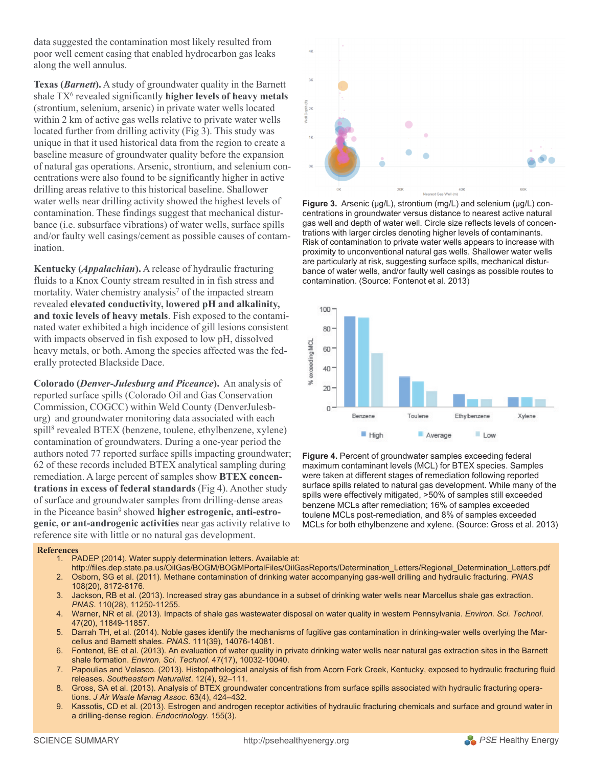data suggested the contamination most likely resulted from poor well cement casing that enabled hydrocarbon gas leaks along the well annulus.

**Texas (*Barnett*).** A study of groundwater quality in the Barnett shale TX[6] revealed significantly **higher levels of heavy metals** (strontium, selenium, arsenic) in private water wells located within 2 km of active gas wells relative to private water wells located further from drilling activity (Fig 3). This study was unique in that it used historical data from the region to create a baseline measure of groundwater quality before the expansion of natural gas operations. Arsenic, strontium, and selenium concentrations were also found to be significantly higher in active drilling areas relative to this historical baseline. Shallower water wells near drilling activity showed the highest levels of contamination. These findings suggest that mechanical disturbance (i.e. subsurface vibrations) of water wells, surface spills and/or faulty well casings/cement as possible causes of contamination.

**Kentucky (*Appalachian*).** A release of hydraulic fracturing fluids to a Knox County stream resulted in in fish stress and mortality. Water chemistry analysis[7] of the impacted stream revealed **elevated conductivity, lowered pH and alkalinity, and toxic levels of heavy metals**. Fish exposed to the contaminated water exhibited a high incidence of gill lesions consistent with impacts observed in fish exposed to low pH, dissolved heavy metals, or both. Among the species affected was the federally protected Blackside Dace.

**Colorado (*Denver-Julesburg and Piceance*).** An analysis of reported surface spills (Colorado Oil and Gas Conservation Commission, COGCC) within Weld County (DenverJulesburg) and groundwater monitoring data associated with each spill[8] revealed BTEX (benzene, toulene, ethylbenzene, xylene) contamination of groundwaters. During a one-year period the authors noted 77 reported surface spills impacting groundwater; 62 of these records included BTEX analytical sampling during remediation. A large percent of samples show **BTEX concentrations in excess of federal standards** (Fig 4). Another study of surface and groundwater samples from drilling-dense areas in the Piceance basin[9] showed **higher estrogenic, anti-estrogenic, or ant-androgenic activities** near gas activity relative to reference site with little or no natural gas development.

4K
3K
2K
1K
0K
Well Depth (ft)
0K
20K
40K
60K
Nearest Gas Well (m)

**Figure 3.** Arsenic (μg/L), strontium (mg/L) and selenium (μg/L) concentrations in groundwater versus distance to nearest active natural gas well and depth of water well. Circle size reflects levels of concentrations with larger circles denoting higher levels of contaminants. Risk of contamination to private water wells appears to increase with proximity to unconventional natural gas wells. Shallower water wells are particularly at risk, suggesting surface spills, mechanical disturbance of water wells, and/or faulty well casings as possible routes to contamination. (Source: Fontenot et al. 2013)

100
80
60
40
20
0
% exceeding MCL
Benzene
Toulene
Ethylbenzene
Xylene
High
Average
Low

**Figure 4.** Percent of groundwater samples exceeding federal maximum contaminant levels (MCL) for BTEX species. Samples were taken at different stages of remediation following reported surface spills related to natural gas development. While many of the spills were effectively mitigated, >50% of samples still exceeded benzene MCLs after remediation; 16% of samples exceeded toulene MCLs post-remediation, and 8% of samples exceeded MCLs for both ethylbenzene and xylene. (Source: Gross et al. 2013)

**References**

1. PADEP (2014). Water supply determination letters. Available at: http://files.dep.state.pa.us/OilGas/BOGM/BOGMPortalFiles/OilGasReports/Determination_Letters/Regional_Determination_Letters.pdf
2. Osborn, SG et al. (2011). Methane contamination of drinking water accompanying gas-well drilling and hydraulic fracturing. *PNAS* 108(20), 8172-8176.
3. Jackson, RB et al. (2013). Increased stray gas abundance in a subset of drinking water wells near Marcellus shale gas extraction. *PNAS*. 110(28), 11250-11255.
4. Warner, NR et al. (2013). Impacts of shale gas wastewater disposal on water quality in western Pennsylvania. *Environ. Sci. Technol*. 47(20), 11849-11857.
5. Darrah TH, et al. (2014). Noble gases identify the mechanisms of fugitive gas contamination in drinking-water wells overlying the Marcellus and Barnett shales. *PNAS*. 111(39), 14076-14081.
6. Fontenot, BE et al. (2013). An evaluation of water quality in private drinking water wells near natural gas extraction sites in the Barnett shale formation. *Environ. Sci. Technol*. 47(17), 10032-10040.
7. Papoulias and Velasco. (2013). Histopathological analysis of fish from Acorn Fork Creek, Kentucky, exposed to hydraulic fracturing fluid releases. *Southeastern Naturalist*. 12(4), 92–111.
8. Gross, SA et al. (2013). Analysis of BTEX groundwater concentrations from surface spills associated with hydraulic fracturing operations. *J Air Waste Manag Assoc*. 63(4), 424–432.
9. Kassotis, CD et al. (2013). Estrogen and androgen receptor activities of hydraulic fracturing chemicals and surface and ground water in a drilling-dense region. *Endocrinology*. 155(3).